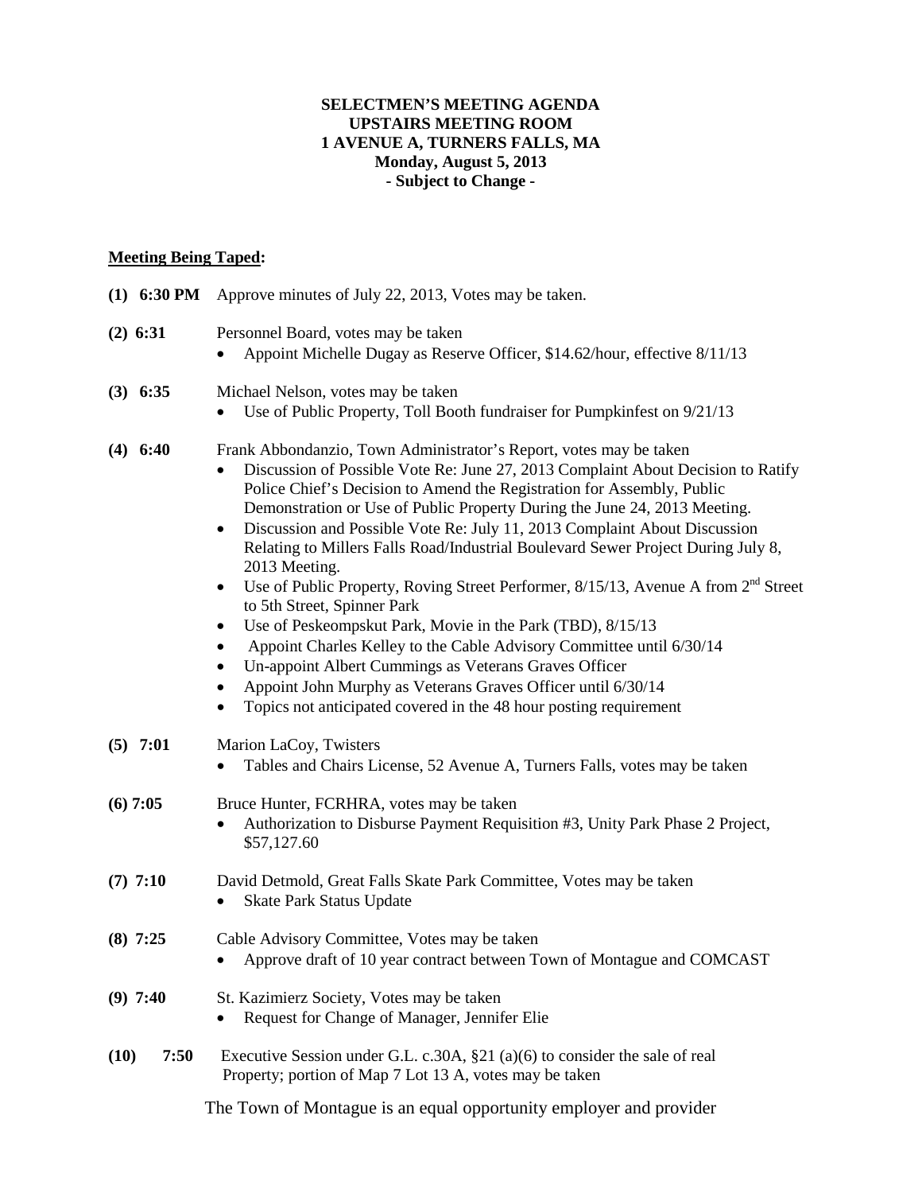**SELECTMEN'S MEETING AGENDA**
**UPSTAIRS MEETING ROOM**
**1 AVENUE A, TURNERS FALLS, MA**
**Monday, August 5, 2013**
**- Subject to Change -**

**Meeting Being Taped:**

**(1) 6:30 PM** Approve minutes of July 22, 2013, Votes may be taken.

**(2) 6:31** Personnel Board, votes may be taken

- Appoint Michelle Dugay as Reserve Officer, $14.62/hour, effective 8/11/13

**(3) 6:35** Michael Nelson, votes may be taken

- Use of Public Property, Toll Booth fundraiser for Pumpkinfest on 9/21/13

**(4) 6:40** Frank Abbondanzio, Town Administrator's Report, votes may be taken

- Discussion of Possible Vote Re: June 27, 2013 Complaint About Decision to Ratify Police Chief's Decision to Amend the Registration for Assembly, Public Demonstration or Use of Public Property During the June 24, 2013 Meeting.
- Discussion and Possible Vote Re: July 11, 2013 Complaint About Discussion Relating to Millers Falls Road/Industrial Boulevard Sewer Project During July 8, 2013 Meeting.
- Use of Public Property, Roving Street Performer, 8/15/13, Avenue A from 2nd Street to 5th Street, Spinner Park
- Use of Peskeompskut Park, Movie in the Park (TBD), 8/15/13
- Appoint Charles Kelley to the Cable Advisory Committee until 6/30/14
- Un-appoint Albert Cummings as Veterans Graves Officer
- Appoint John Murphy as Veterans Graves Officer until 6/30/14
- Topics not anticipated covered in the 48 hour posting requirement

**(5) 7:01** Marion LaCoy, Twisters

- Tables and Chairs License, 52 Avenue A, Turners Falls, votes may be taken

**(6) 7:05** Bruce Hunter, FCRHRA, votes may be taken

- Authorization to Disburse Payment Requisition #3, Unity Park Phase 2 Project, $57,127.60

**(7) 7:10** David Detmold, Great Falls Skate Park Committee, Votes may be taken

- Skate Park Status Update

**(8) 7:25** Cable Advisory Committee, Votes may be taken

- Approve draft of 10 year contract between Town of Montague and COMCAST

**(9) 7:40** St. Kazimierz Society, Votes may be taken

- Request for Change of Manager, Jennifer Elie

**(10) 7:50** Executive Session under G.L. c.30A, §21 (a)(6) to consider the sale of real Property; portion of Map 7 Lot 13 A, votes may be taken

The Town of Montague is an equal opportunity employer and provider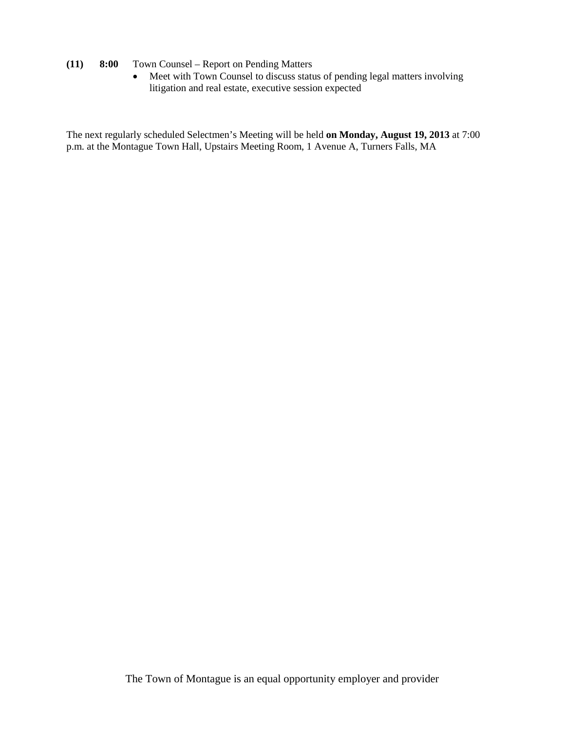**(11) 8:00** Town Counsel – Report on Pending Matters

- Meet with Town Counsel to discuss status of pending legal matters involving litigation and real estate, executive session expected

The next regularly scheduled Selectmen's Meeting will be held **on Monday, August 19, 2013** at 7:00 p.m. at the Montague Town Hall, Upstairs Meeting Room, 1 Avenue A, Turners Falls, MA

The Town of Montague is an equal opportunity employer and provider